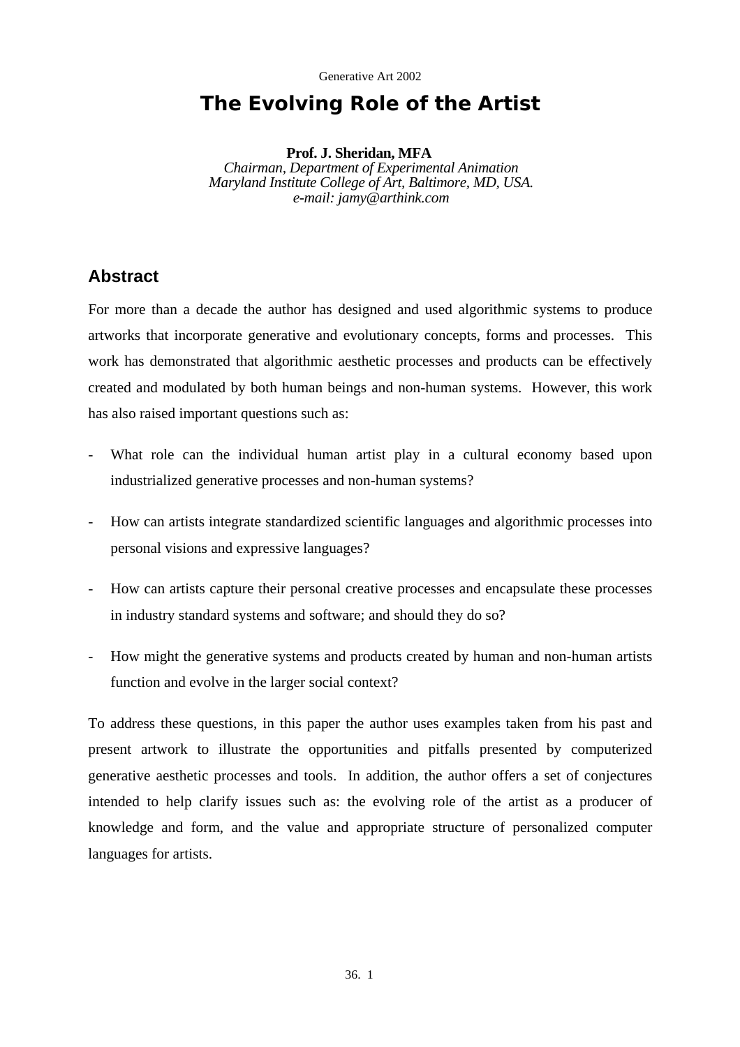Generative Art 2002

# The Evolving Role of the Artist

**Prof. J. Sheridan, MFA**
*Chairman, Department of Experimental Animation*
*Maryland Institute College of Art, Baltimore, MD, USA.*
*e-mail: jamy@arthink.com*

## Abstract

For more than a decade the author has designed and used algorithmic systems to produce artworks that incorporate generative and evolutionary concepts, forms and processes. This work has demonstrated that algorithmic aesthetic processes and products can be effectively created and modulated by both human beings and non-human systems. However, this work has also raised important questions such as:

- What role can the individual human artist play in a cultural economy based upon industrialized generative processes and non-human systems?
- How can artists integrate standardized scientific languages and algorithmic processes into personal visions and expressive languages?
- How can artists capture their personal creative processes and encapsulate these processes in industry standard systems and software; and should they do so?
- How might the generative systems and products created by human and non-human artists function and evolve in the larger social context?

To address these questions, in this paper the author uses examples taken from his past and present artwork to illustrate the opportunities and pitfalls presented by computerized generative aesthetic processes and tools. In addition, the author offers a set of conjectures intended to help clarify issues such as: the evolving role of the artist as a producer of knowledge and form, and the value and appropriate structure of personalized computer languages for artists.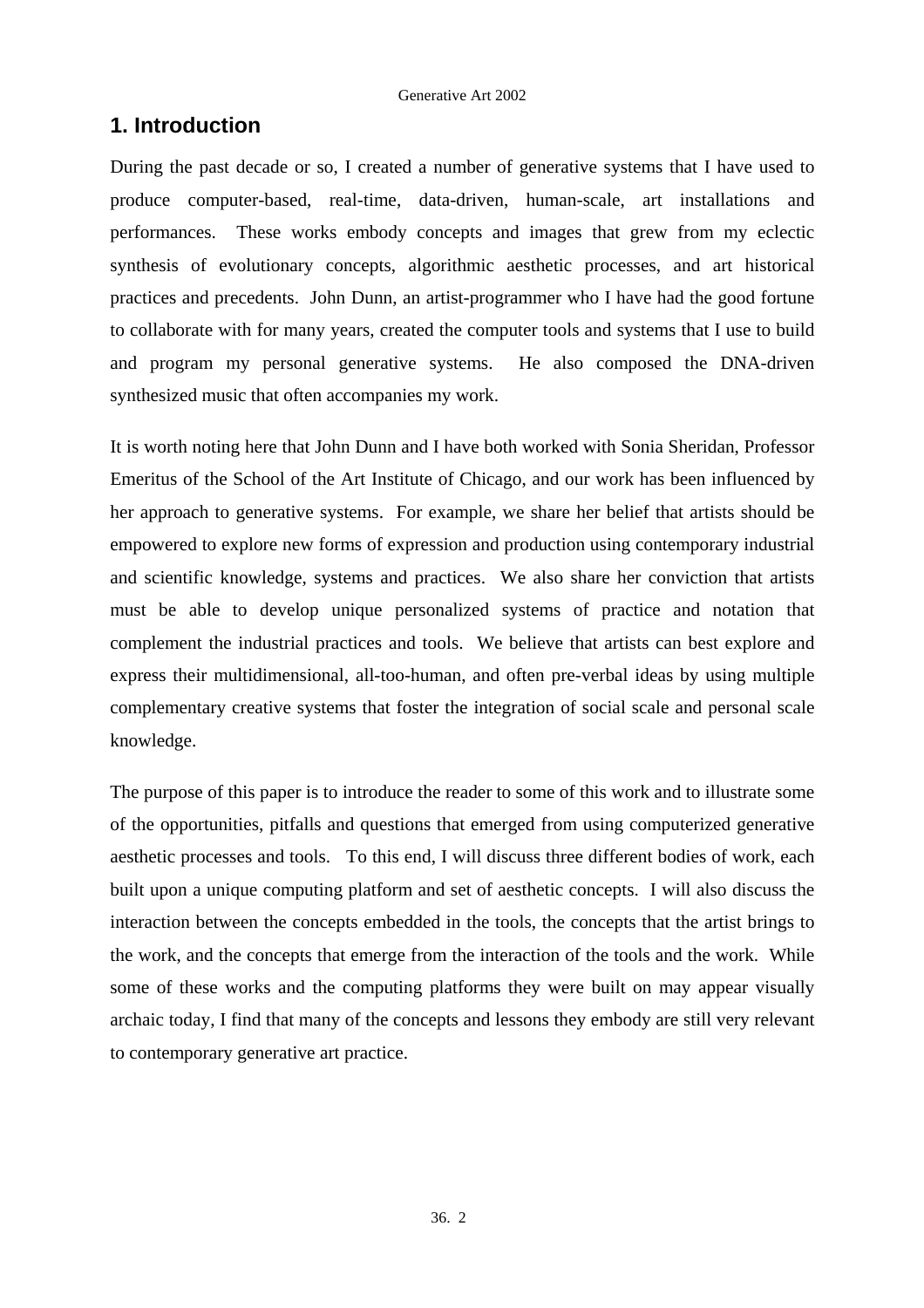## 1. Introduction

During the past decade or so, I created a number of generative systems that I have used to produce computer-based, real-time, data-driven, human-scale, art installations and performances. These works embody concepts and images that grew from my eclectic synthesis of evolutionary concepts, algorithmic aesthetic processes, and art historical practices and precedents. John Dunn, an artist-programmer who I have had the good fortune to collaborate with for many years, created the computer tools and systems that I use to build and program my personal generative systems. He also composed the DNA-driven synthesized music that often accompanies my work.

It is worth noting here that John Dunn and I have both worked with Sonia Sheridan, Professor Emeritus of the School of the Art Institute of Chicago, and our work has been influenced by her approach to generative systems. For example, we share her belief that artists should be empowered to explore new forms of expression and production using contemporary industrial and scientific knowledge, systems and practices. We also share her conviction that artists must be able to develop unique personalized systems of practice and notation that complement the industrial practices and tools. We believe that artists can best explore and express their multidimensional, all-too-human, and often pre-verbal ideas by using multiple complementary creative systems that foster the integration of social scale and personal scale knowledge.

The purpose of this paper is to introduce the reader to some of this work and to illustrate some of the opportunities, pitfalls and questions that emerged from using computerized generative aesthetic processes and tools. To this end, I will discuss three different bodies of work, each built upon a unique computing platform and set of aesthetic concepts. I will also discuss the interaction between the concepts embedded in the tools, the concepts that the artist brings to the work, and the concepts that emerge from the interaction of the tools and the work. While some of these works and the computing platforms they were built on may appear visually archaic today, I find that many of the concepts and lessons they embody are still very relevant to contemporary generative art practice.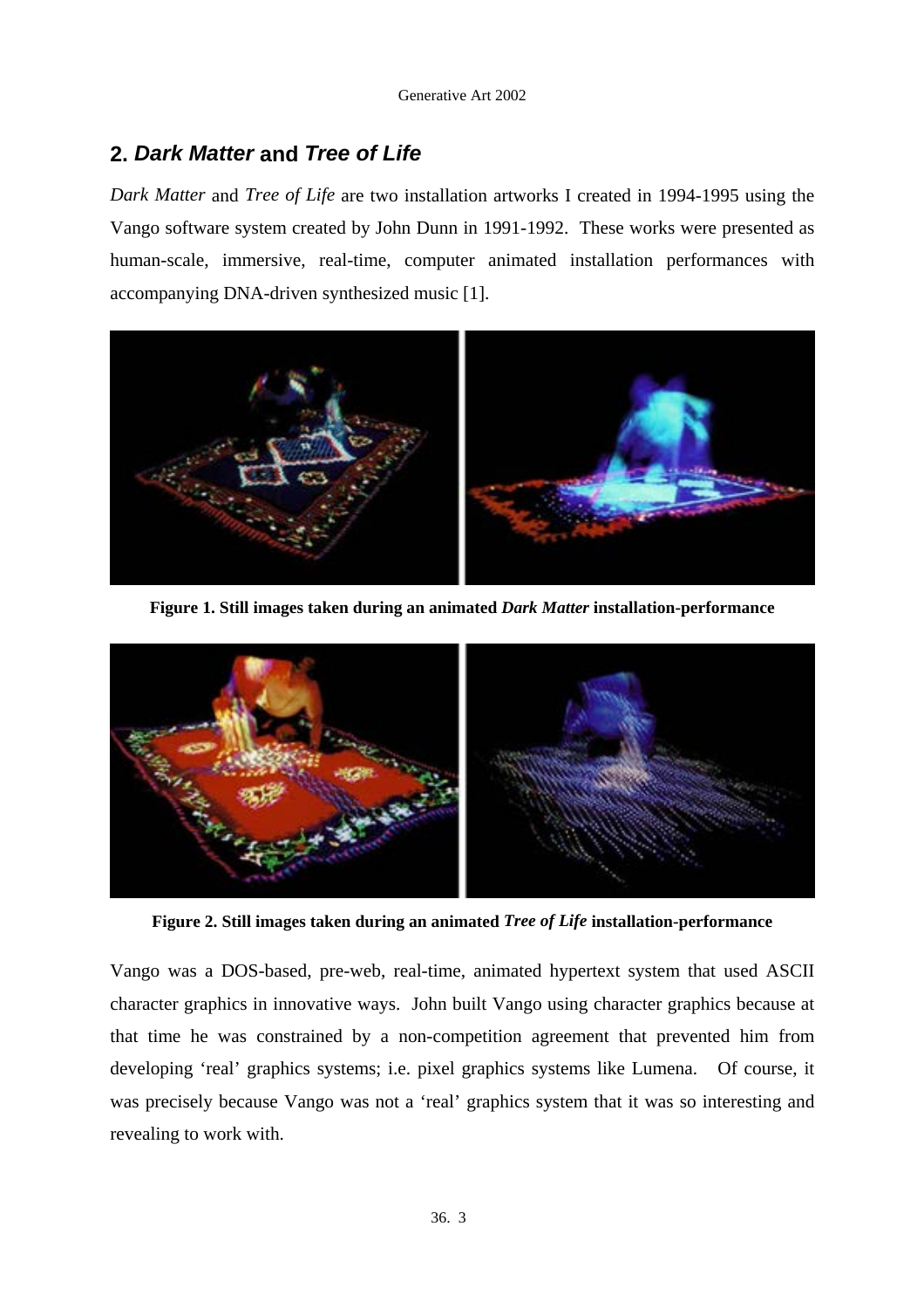## 2. *Dark Matter* and *Tree of Life*

*Dark Matter* and *Tree of Life* are two installation artworks I created in 1994-1995 using the Vango software system created by John Dunn in 1991-1992. These works were presented as human-scale, immersive, real-time, computer animated installation performances with accompanying DNA-driven synthesized music [1].

**Figure 1. Still images taken during an animated *Dark Matter* installation-performance**

**Figure 2. Still images taken during an animated *Tree of Life* installation-performance**

Vango was a DOS-based, pre-web, real-time, animated hypertext system that used ASCII character graphics in innovative ways. John built Vango using character graphics because at that time he was constrained by a non-competition agreement that prevented him from developing 'real' graphics systems; i.e. pixel graphics systems like Lumena. Of course, it was precisely because Vango was not a 'real' graphics system that it was so interesting and revealing to work with.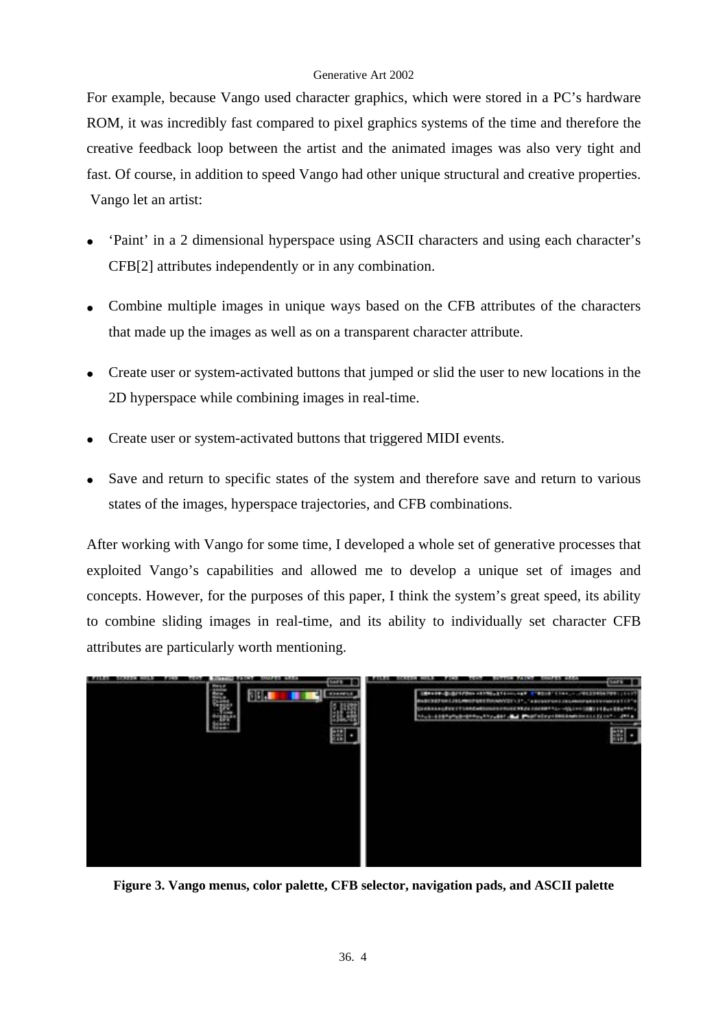For example, because Vango used character graphics, which were stored in a PC's hardware ROM, it was incredibly fast compared to pixel graphics systems of the time and therefore the creative feedback loop between the artist and the animated images was also very tight and fast. Of course, in addition to speed Vango had other unique structural and creative properties. Vango let an artist:

- 'Paint' in a 2 dimensional hyperspace using ASCII characters and using each character's CFB[2] attributes independently or in any combination.
- Combine multiple images in unique ways based on the CFB attributes of the characters that made up the images as well as on a transparent character attribute.
- Create user or system-activated buttons that jumped or slid the user to new locations in the 2D hyperspace while combining images in real-time.
- Create user or system-activated buttons that triggered MIDI events.
- Save and return to specific states of the system and therefore save and return to various states of the images, hyperspace trajectories, and CFB combinations.

After working with Vango for some time, I developed a whole set of generative processes that exploited Vango's capabilities and allowed me to develop a unique set of images and concepts. However, for the purposes of this paper, I think the system's great speed, its ability to combine sliding images in real-time, and its ability to individually set character CFB attributes are particularly worth mentioning.

**Figure 3. Vango menus, color palette, CFB selector, navigation pads, and ASCII palette**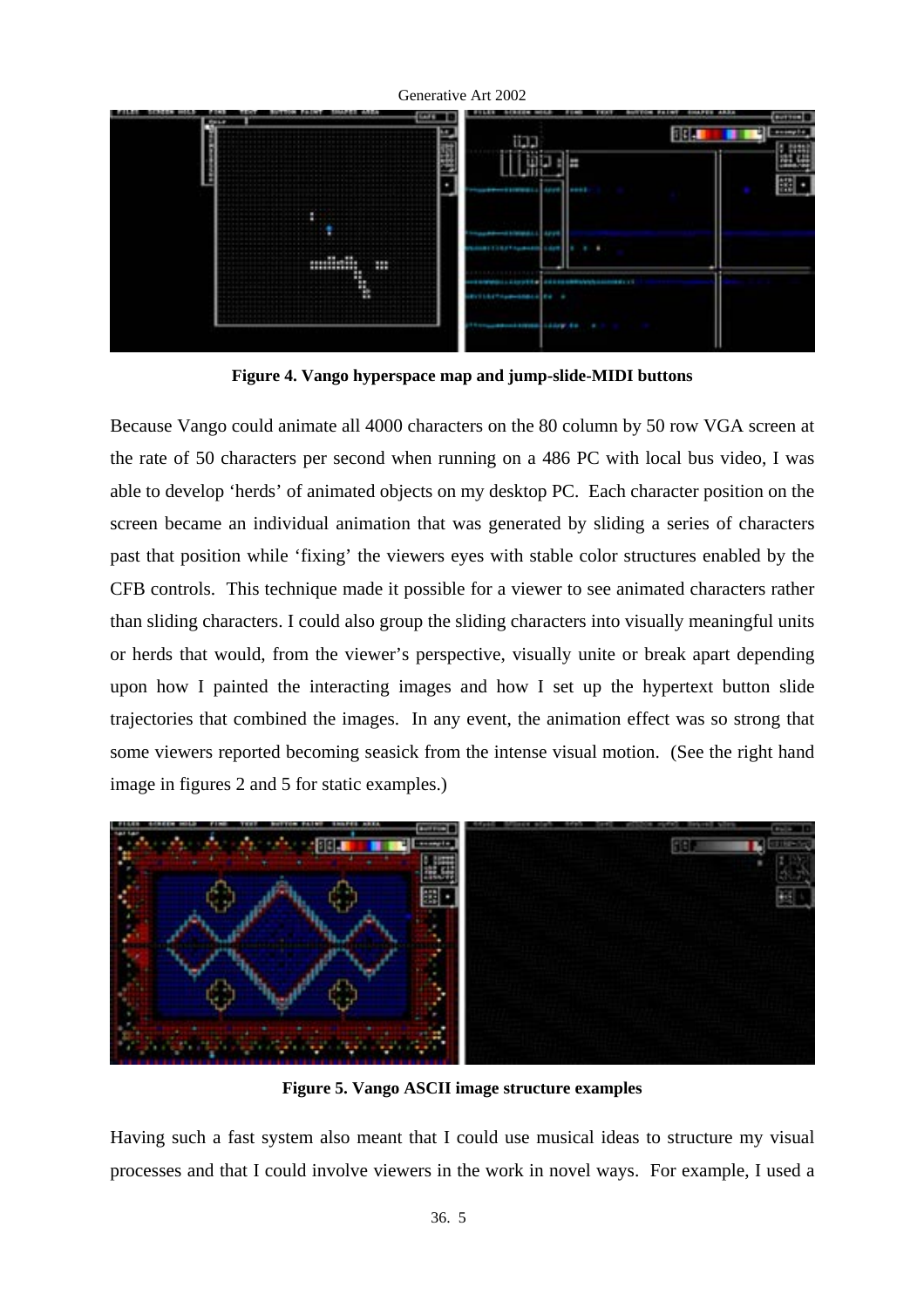**Figure 4. Vango hyperspace map and jump-slide-MIDI buttons**

Because Vango could animate all 4000 characters on the 80 column by 50 row VGA screen at the rate of 50 characters per second when running on a 486 PC with local bus video, I was able to develop 'herds' of animated objects on my desktop PC. Each character position on the screen became an individual animation that was generated by sliding a series of characters past that position while 'fixing' the viewers eyes with stable color structures enabled by the CFB controls. This technique made it possible for a viewer to see animated characters rather than sliding characters. I could also group the sliding characters into visually meaningful units or herds that would, from the viewer's perspective, visually unite or break apart depending upon how I painted the interacting images and how I set up the hypertext button slide trajectories that combined the images. In any event, the animation effect was so strong that some viewers reported becoming seasick from the intense visual motion. (See the right hand image in figures 2 and 5 for static examples.)

**Figure 5. Vango ASCII image structure examples**

Having such a fast system also meant that I could use musical ideas to structure my visual processes and that I could involve viewers in the work in novel ways. For example, I used a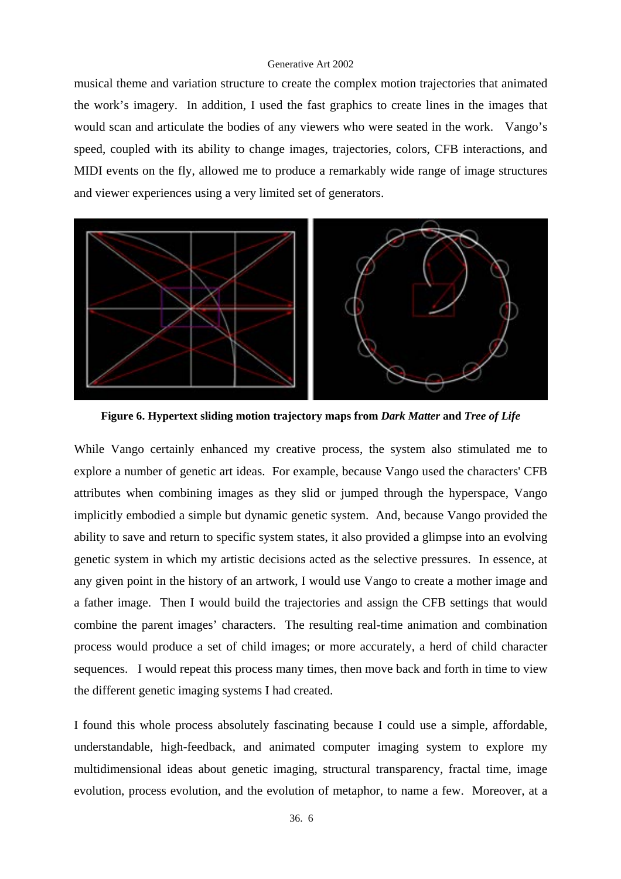musical theme and variation structure to create the complex motion trajectories that animated the work's imagery. In addition, I used the fast graphics to create lines in the images that would scan and articulate the bodies of any viewers who were seated in the work. Vango's speed, coupled with its ability to change images, trajectories, colors, CFB interactions, and MIDI events on the fly, allowed me to produce a remarkably wide range of image structures and viewer experiences using a very limited set of generators.

**Figure 6. Hypertext sliding motion trajectory maps from *Dark Matter* and *Tree of Life***

While Vango certainly enhanced my creative process, the system also stimulated me to explore a number of genetic art ideas. For example, because Vango used the characters' CFB attributes when combining images as they slid or jumped through the hyperspace, Vango implicitly embodied a simple but dynamic genetic system. And, because Vango provided the ability to save and return to specific system states, it also provided a glimpse into an evolving genetic system in which my artistic decisions acted as the selective pressures. In essence, at any given point in the history of an artwork, I would use Vango to create a mother image and a father image. Then I would build the trajectories and assign the CFB settings that would combine the parent images' characters. The resulting real-time animation and combination process would produce a set of child images; or more accurately, a herd of child character sequences. I would repeat this process many times, then move back and forth in time to view the different genetic imaging systems I had created.

I found this whole process absolutely fascinating because I could use a simple, affordable, understandable, high-feedback, and animated computer imaging system to explore my multidimensional ideas about genetic imaging, structural transparency, fractal time, image evolution, process evolution, and the evolution of metaphor, to name a few. Moreover, at a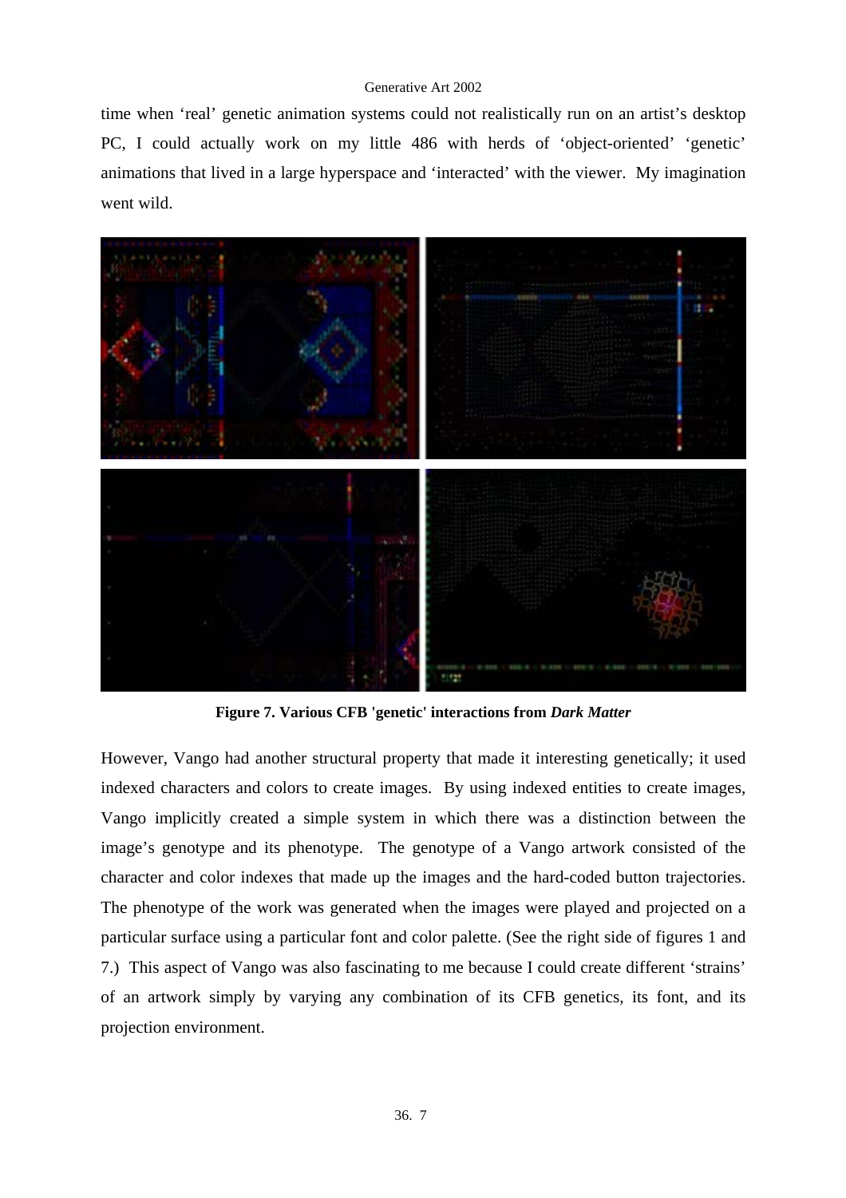time when 'real' genetic animation systems could not realistically run on an artist's desktop PC, I could actually work on my little 486 with herds of 'object-oriented' 'genetic' animations that lived in a large hyperspace and 'interacted' with the viewer. My imagination went wild.

**Figure 7. Various CFB 'genetic' interactions from *Dark Matter***

However, Vango had another structural property that made it interesting genetically; it used indexed characters and colors to create images. By using indexed entities to create images, Vango implicitly created a simple system in which there was a distinction between the image's genotype and its phenotype. The genotype of a Vango artwork consisted of the character and color indexes that made up the images and the hard-coded button trajectories. The phenotype of the work was generated when the images were played and projected on a particular surface using a particular font and color palette. (See the right side of figures 1 and 7.) This aspect of Vango was also fascinating to me because I could create different 'strains' of an artwork simply by varying any combination of its CFB genetics, its font, and its projection environment.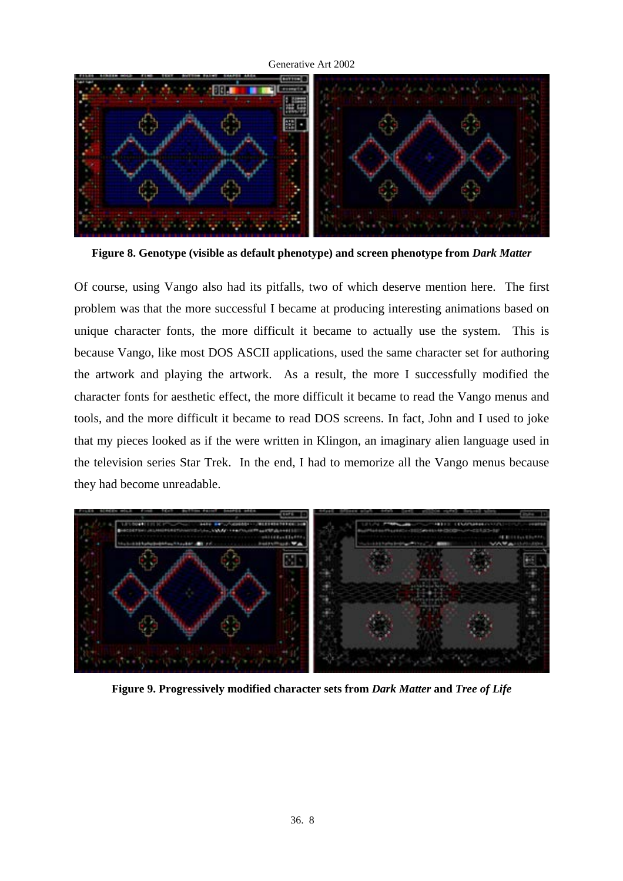**Figure 8. Genotype (visible as default phenotype) and screen phenotype from *Dark Matter***

Of course, using Vango also had its pitfalls, two of which deserve mention here. The first problem was that the more successful I became at producing interesting animations based on unique character fonts, the more difficult it became to actually use the system. This is because Vango, like most DOS ASCII applications, used the same character set for authoring the artwork and playing the artwork. As a result, the more I successfully modified the character fonts for aesthetic effect, the more difficult it became to read the Vango menus and tools, and the more difficult it became to read DOS screens. In fact, John and I used to joke that my pieces looked as if the were written in Klingon, an imaginary alien language used in the television series Star Trek. In the end, I had to memorize all the Vango menus because they had become unreadable.

**Figure 9. Progressively modified character sets from *Dark Matter* and *Tree of Life***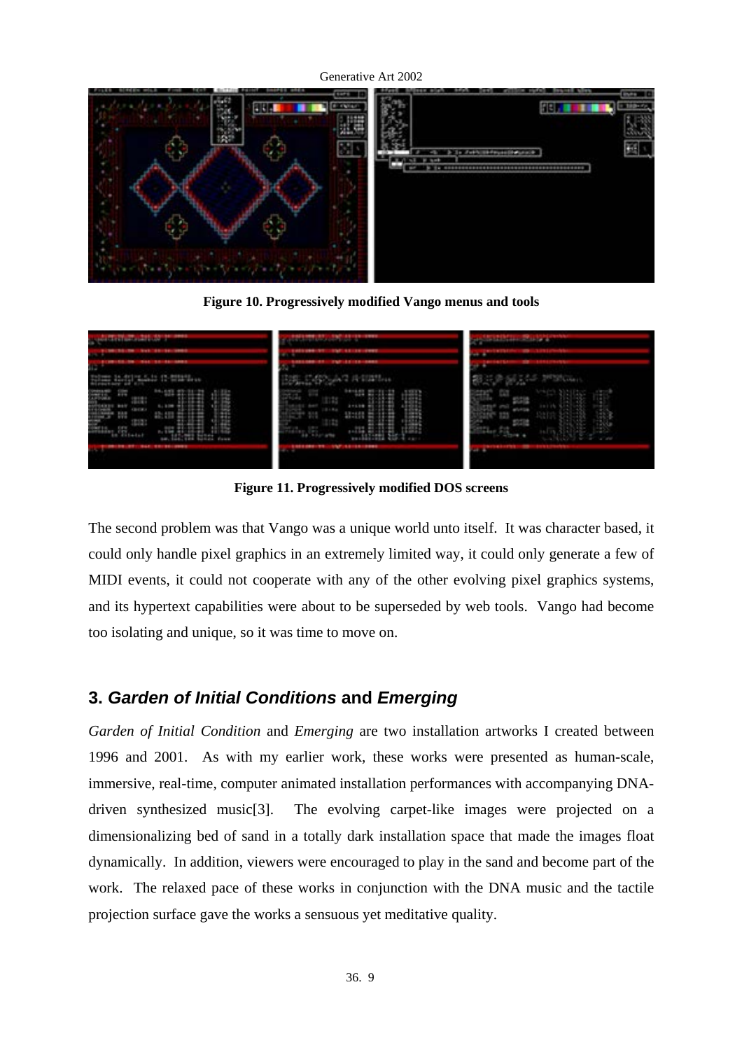**Figure 10. Progressively modified Vango menus and tools**

**Figure 11. Progressively modified DOS screens**

The second problem was that Vango was a unique world unto itself. It was character based, it could only handle pixel graphics in an extremely limited way, it could only generate a few of MIDI events, it could not cooperate with any of the other evolving pixel graphics systems, and its hypertext capabilities were about to be superseded by web tools. Vango had become too isolating and unique, so it was time to move on.

## 3. *Garden of Initial Conditions* and *Emerging*

*Garden of Initial Condition* and *Emerging* are two installation artworks I created between 1996 and 2001. As with my earlier work, these works were presented as human-scale, immersive, real-time, computer animated installation performances with accompanying DNA-driven synthesized music[3]. The evolving carpet-like images were projected on a dimensionalizing bed of sand in a totally dark installation space that made the images float dynamically. In addition, viewers were encouraged to play in the sand and become part of the work. The relaxed pace of these works in conjunction with the DNA music and the tactile projection surface gave the works a sensuous yet meditative quality.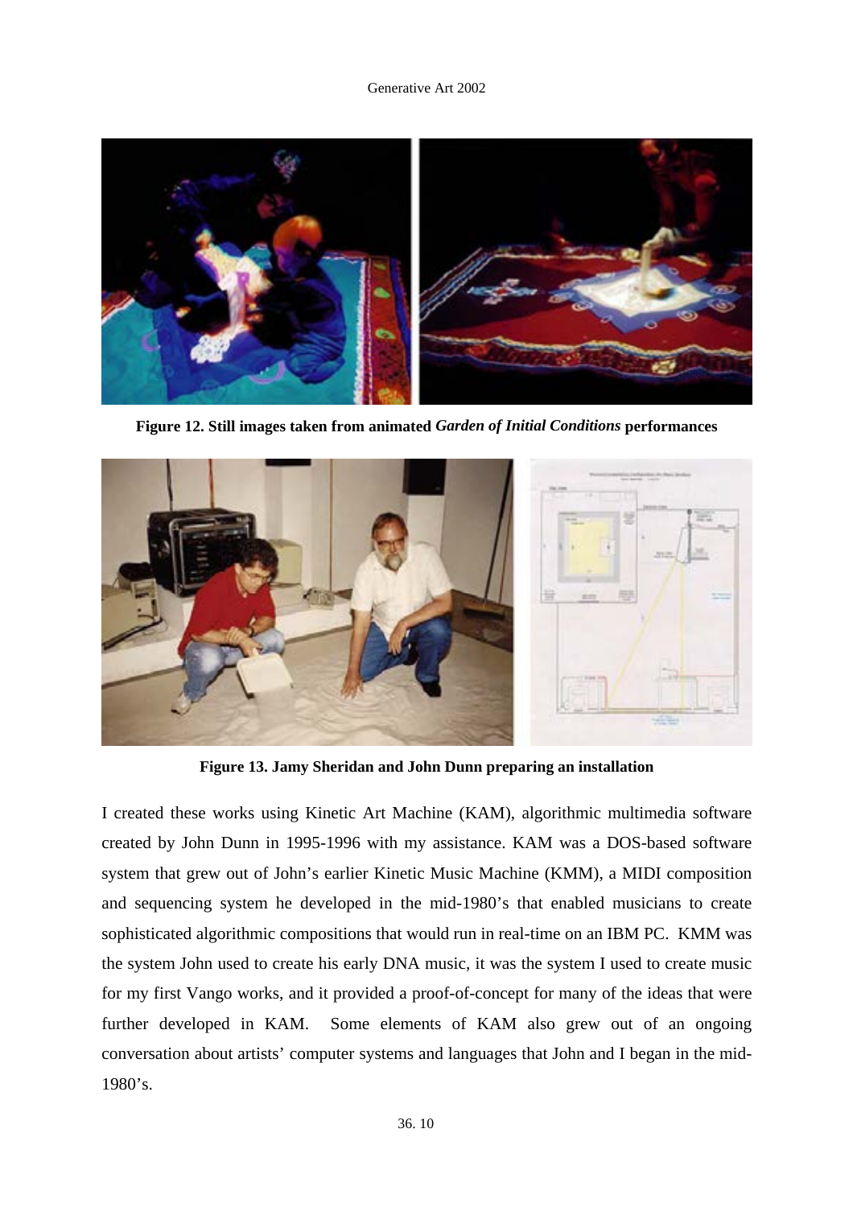**Figure 12. Still images taken from animated *Garden of Initial Conditions* performances**

**Figure 13. Jamy Sheridan and John Dunn preparing an installation**

I created these works using Kinetic Art Machine (KAM), algorithmic multimedia software created by John Dunn in 1995-1996 with my assistance. KAM was a DOS-based software system that grew out of John's earlier Kinetic Music Machine (KMM), a MIDI composition and sequencing system he developed in the mid-1980's that enabled musicians to create sophisticated algorithmic compositions that would run in real-time on an IBM PC. KMM was the system John used to create his early DNA music, it was the system I used to create music for my first Vango works, and it provided a proof-of-concept for many of the ideas that were further developed in KAM. Some elements of KAM also grew out of an ongoing conversation about artists' computer systems and languages that John and I began in the mid-1980's.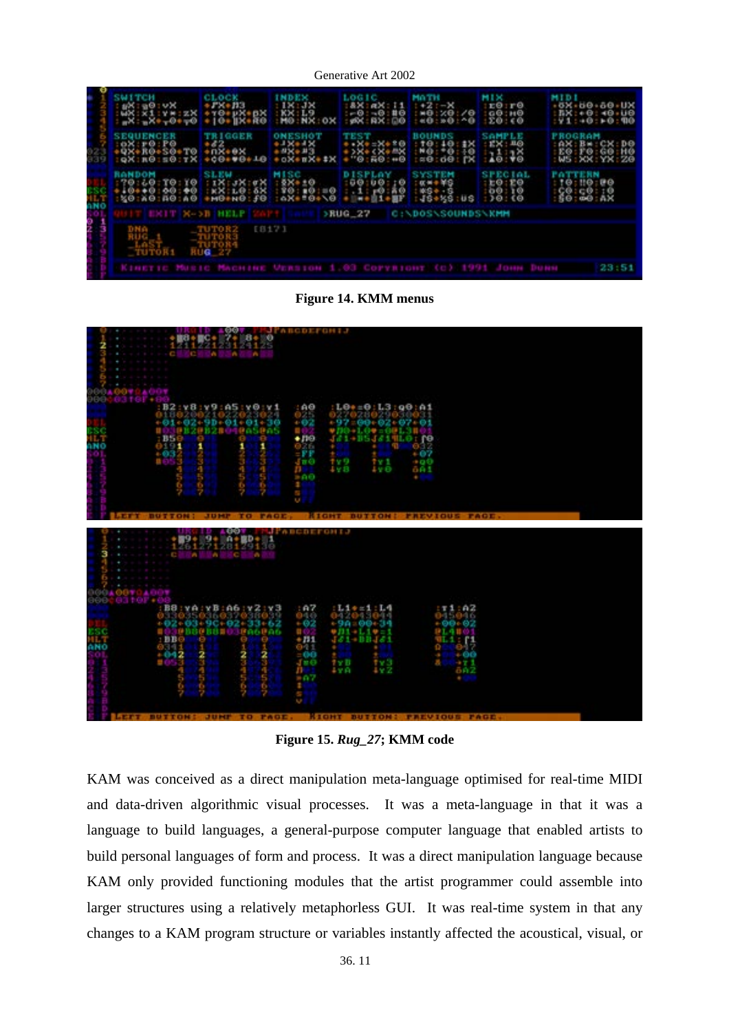Figure 14. KMM menus

Figure 15. *Rug_27*; KMM code

KAM was conceived as a direct manipulation meta-language optimised for real-time MIDI and data-driven algorithmic visual processes. It was a meta-language in that it was a language to build languages, a general-purpose computer language that enabled artists to build personal languages of form and process. It was a direct manipulation language because KAM only provided functioning modules that the artist programmer could assemble into larger structures using a relatively metaphorless GUI. It was real-time system in that any changes to a KAM program structure or variables instantly affected the acoustical, visual, or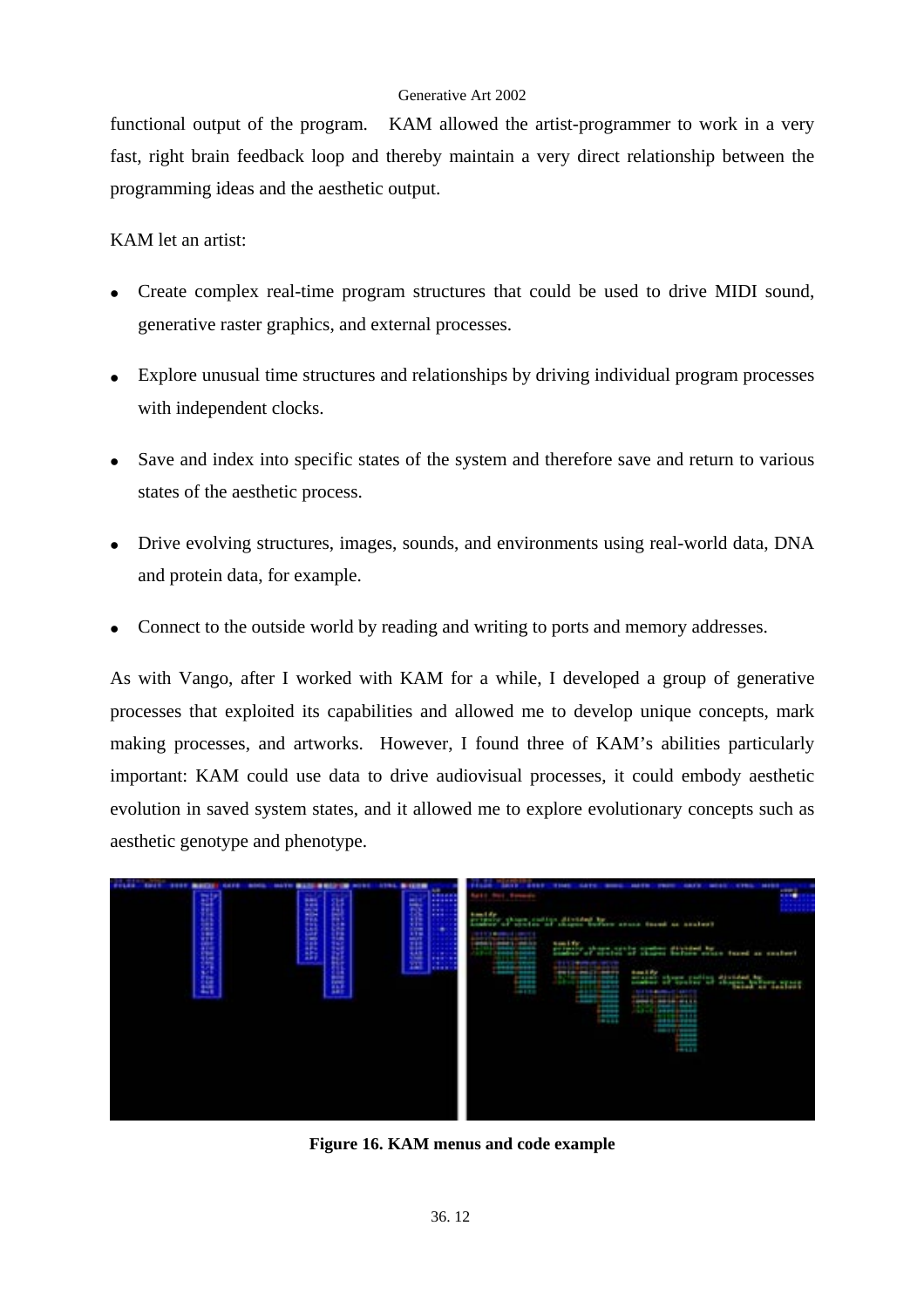functional output of the program. KAM allowed the artist-programmer to work in a very fast, right brain feedback loop and thereby maintain a very direct relationship between the programming ideas and the aesthetic output.

KAM let an artist:

- Create complex real-time program structures that could be used to drive MIDI sound, generative raster graphics, and external processes.
- Explore unusual time structures and relationships by driving individual program processes with independent clocks.
- Save and index into specific states of the system and therefore save and return to various states of the aesthetic process.
- Drive evolving structures, images, sounds, and environments using real-world data, DNA and protein data, for example.
- Connect to the outside world by reading and writing to ports and memory addresses.

As with Vango, after I worked with KAM for a while, I developed a group of generative processes that exploited its capabilities and allowed me to develop unique concepts, mark making processes, and artworks. However, I found three of KAM's abilities particularly important: KAM could use data to drive audiovisual processes, it could embody aesthetic evolution in saved system states, and it allowed me to explore evolutionary concepts such as aesthetic genotype and phenotype.

**Figure 16. KAM menus and code example**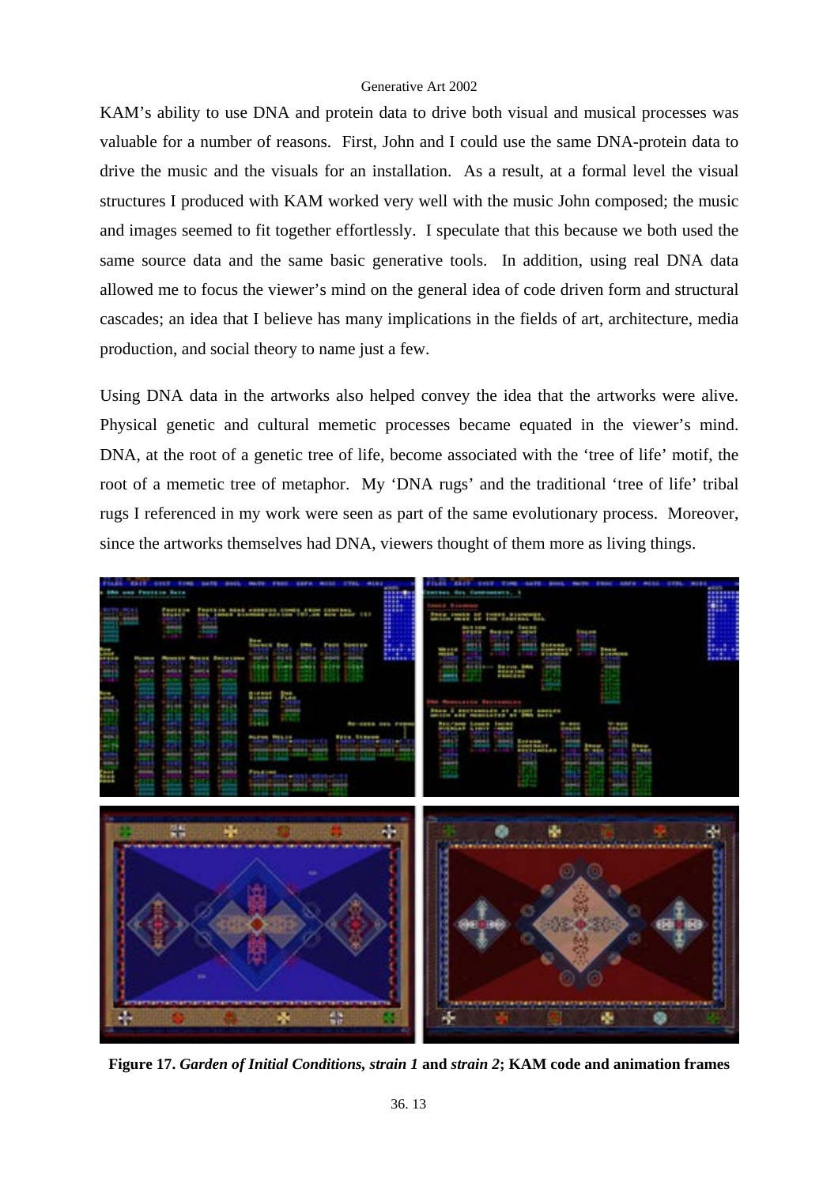KAM's ability to use DNA and protein data to drive both visual and musical processes was valuable for a number of reasons. First, John and I could use the same DNA-protein data to drive the music and the visuals for an installation. As a result, at a formal level the visual structures I produced with KAM worked very well with the music John composed; the music and images seemed to fit together effortlessly. I speculate that this because we both used the same source data and the same basic generative tools. In addition, using real DNA data allowed me to focus the viewer's mind on the general idea of code driven form and structural cascades; an idea that I believe has many implications in the fields of art, architecture, media production, and social theory to name just a few.

Using DNA data in the artworks also helped convey the idea that the artworks were alive. Physical genetic and cultural memetic processes became equated in the viewer's mind. DNA, at the root of a genetic tree of life, become associated with the 'tree of life' motif, the root of a memetic tree of metaphor. My 'DNA rugs' and the traditional 'tree of life' tribal rugs I referenced in my work were seen as part of the same evolutionary process. Moreover, since the artworks themselves had DNA, viewers thought of them more as living things.

**Figure 17.** ***Garden of Initial Conditions, strain 1*** **and** ***strain 2*****; KAM code and animation frames**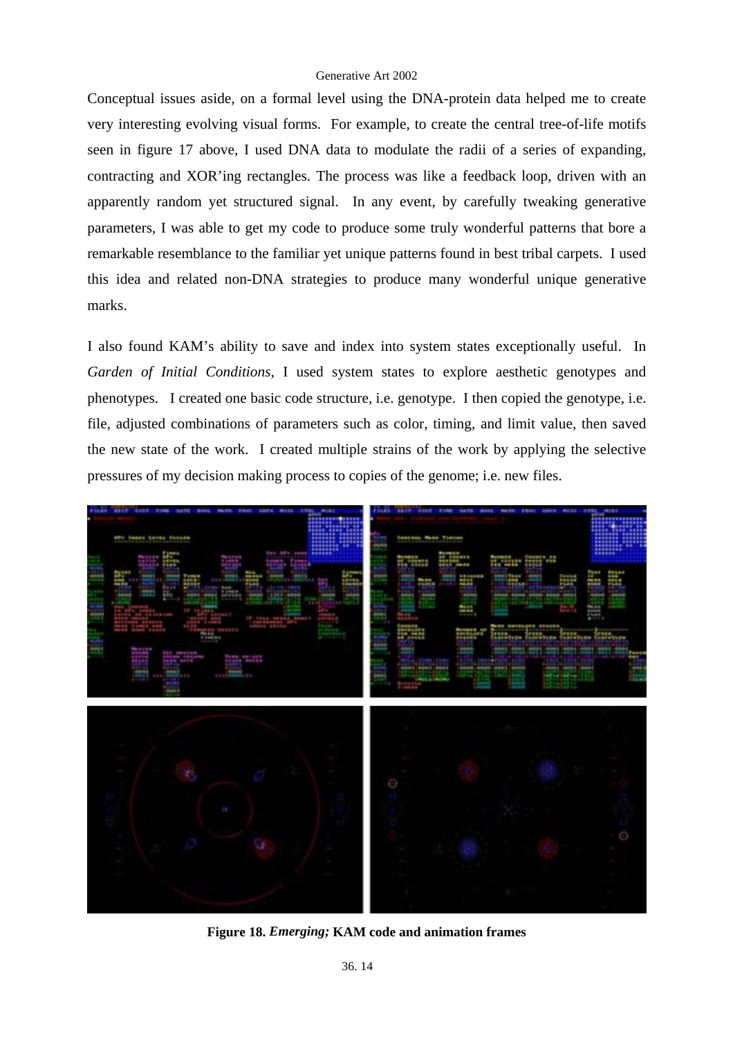Conceptual issues aside, on a formal level using the DNA-protein data helped me to create very interesting evolving visual forms. For example, to create the central tree-of-life motifs seen in figure 17 above, I used DNA data to modulate the radii of a series of expanding, contracting and XOR'ing rectangles. The process was like a feedback loop, driven with an apparently random yet structured signal. In any event, by carefully tweaking generative parameters, I was able to get my code to produce some truly wonderful patterns that bore a remarkable resemblance to the familiar yet unique patterns found in best tribal carpets. I used this idea and related non-DNA strategies to produce many wonderful unique generative marks.

I also found KAM's ability to save and index into system states exceptionally useful. In *Garden of Initial Conditions*, I used system states to explore aesthetic genotypes and phenotypes. I created one basic code structure, i.e. genotype. I then copied the genotype, i.e. file, adjusted combinations of parameters such as color, timing, and limit value, then saved the new state of the work. I created multiple strains of the work by applying the selective pressures of my decision making process to copies of the genome; i.e. new files.

**Figure 18.** ***Emerging;*** **KAM code and animation frames**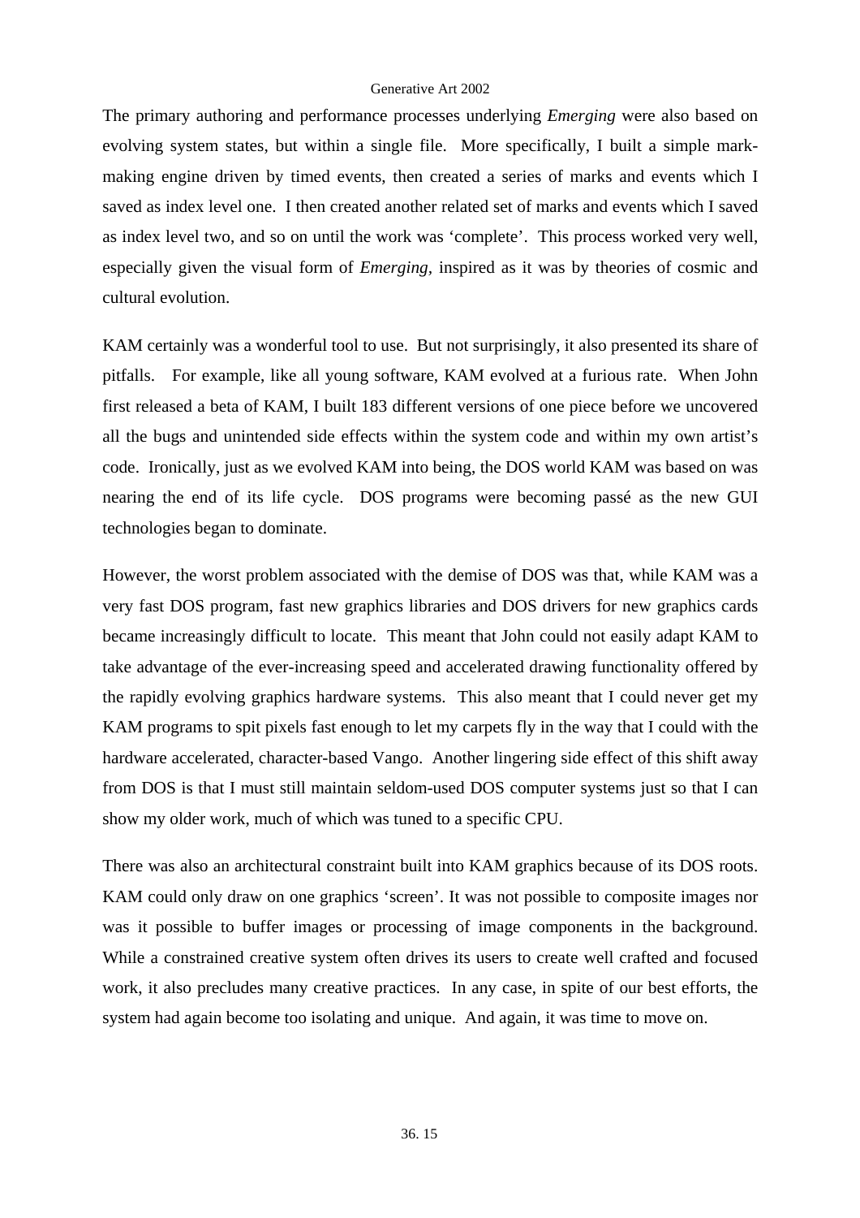The primary authoring and performance processes underlying *Emerging* were also based on evolving system states, but within a single file. More specifically, I built a simple mark-making engine driven by timed events, then created a series of marks and events which I saved as index level one. I then created another related set of marks and events which I saved as index level two, and so on until the work was 'complete'. This process worked very well, especially given the visual form of *Emerging,* inspired as it was by theories of cosmic and cultural evolution.

KAM certainly was a wonderful tool to use. But not surprisingly, it also presented its share of pitfalls. For example, like all young software, KAM evolved at a furious rate. When John first released a beta of KAM, I built 183 different versions of one piece before we uncovered all the bugs and unintended side effects within the system code and within my own artist's code. Ironically, just as we evolved KAM into being, the DOS world KAM was based on was nearing the end of its life cycle. DOS programs were becoming passé as the new GUI technologies began to dominate.

However, the worst problem associated with the demise of DOS was that, while KAM was a very fast DOS program, fast new graphics libraries and DOS drivers for new graphics cards became increasingly difficult to locate. This meant that John could not easily adapt KAM to take advantage of the ever-increasing speed and accelerated drawing functionality offered by the rapidly evolving graphics hardware systems. This also meant that I could never get my KAM programs to spit pixels fast enough to let my carpets fly in the way that I could with the hardware accelerated, character-based Vango. Another lingering side effect of this shift away from DOS is that I must still maintain seldom-used DOS computer systems just so that I can show my older work, much of which was tuned to a specific CPU.

There was also an architectural constraint built into KAM graphics because of its DOS roots. KAM could only draw on one graphics 'screen'. It was not possible to composite images nor was it possible to buffer images or processing of image components in the background. While a constrained creative system often drives its users to create well crafted and focused work, it also precludes many creative practices. In any case, in spite of our best efforts, the system had again become too isolating and unique. And again, it was time to move on.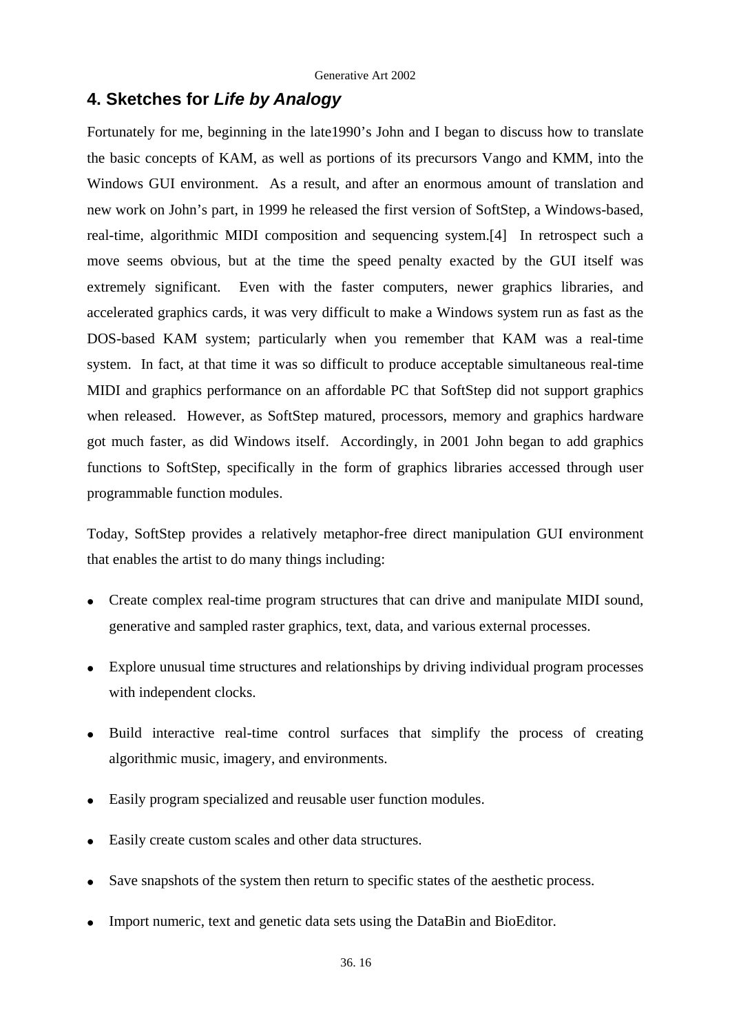## 4. Sketches for *Life by Analogy*

Fortunately for me, beginning in the late1990's John and I began to discuss how to translate the basic concepts of KAM, as well as portions of its precursors Vango and KMM, into the Windows GUI environment. As a result, and after an enormous amount of translation and new work on John's part, in 1999 he released the first version of SoftStep, a Windows-based, real-time, algorithmic MIDI composition and sequencing system.[4] In retrospect such a move seems obvious, but at the time the speed penalty exacted by the GUI itself was extremely significant. Even with the faster computers, newer graphics libraries, and accelerated graphics cards, it was very difficult to make a Windows system run as fast as the DOS-based KAM system; particularly when you remember that KAM was a real-time system. In fact, at that time it was so difficult to produce acceptable simultaneous real-time MIDI and graphics performance on an affordable PC that SoftStep did not support graphics when released. However, as SoftStep matured, processors, memory and graphics hardware got much faster, as did Windows itself. Accordingly, in 2001 John began to add graphics functions to SoftStep, specifically in the form of graphics libraries accessed through user programmable function modules.

Today, SoftStep provides a relatively metaphor-free direct manipulation GUI environment that enables the artist to do many things including:

- Create complex real-time program structures that can drive and manipulate MIDI sound, generative and sampled raster graphics, text, data, and various external processes.
- Explore unusual time structures and relationships by driving individual program processes with independent clocks.
- Build interactive real-time control surfaces that simplify the process of creating algorithmic music, imagery, and environments.
- Easily program specialized and reusable user function modules.
- Easily create custom scales and other data structures.
- Save snapshots of the system then return to specific states of the aesthetic process.
- Import numeric, text and genetic data sets using the DataBin and BioEditor.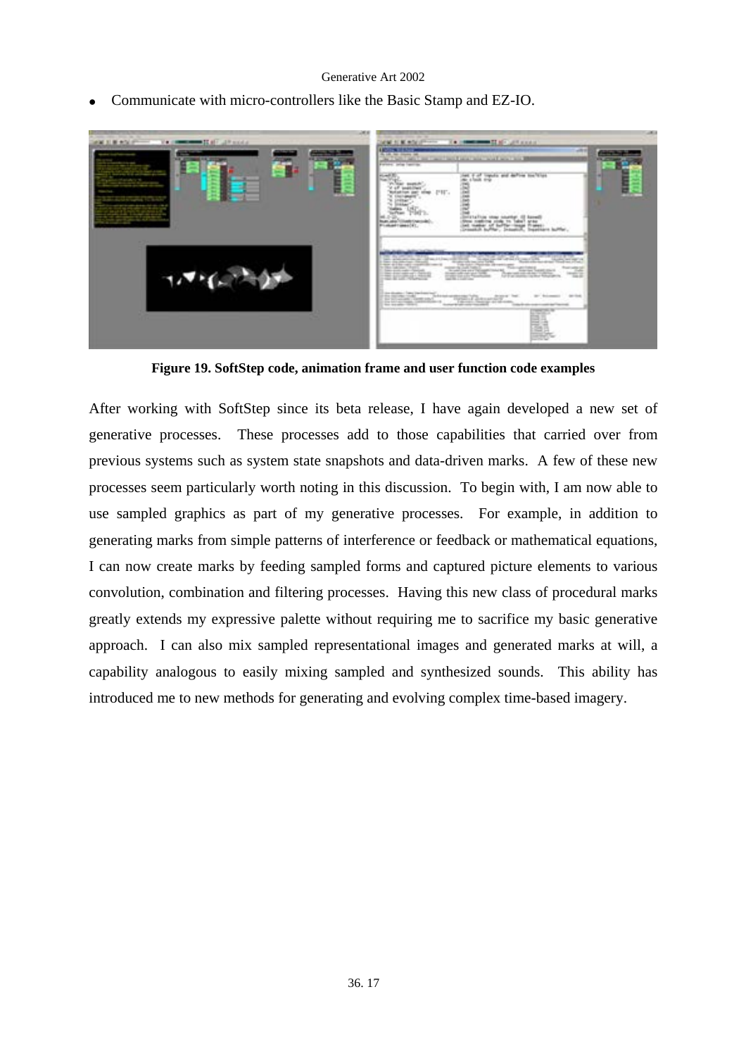- Communicate with micro-controllers like the Basic Stamp and EZ-IO.

**Figure 19. SoftStep code, animation frame and user function code examples**

After working with SoftStep since its beta release, I have again developed a new set of generative processes. These processes add to those capabilities that carried over from previous systems such as system state snapshots and data-driven marks. A few of these new processes seem particularly worth noting in this discussion. To begin with, I am now able to use sampled graphics as part of my generative processes. For example, in addition to generating marks from simple patterns of interference or feedback or mathematical equations, I can now create marks by feeding sampled forms and captured picture elements to various convolution, combination and filtering processes. Having this new class of procedural marks greatly extends my expressive palette without requiring me to sacrifice my basic generative approach. I can also mix sampled representational images and generated marks at will, a capability analogous to easily mixing sampled and synthesized sounds. This ability has introduced me to new methods for generating and evolving complex time-based imagery.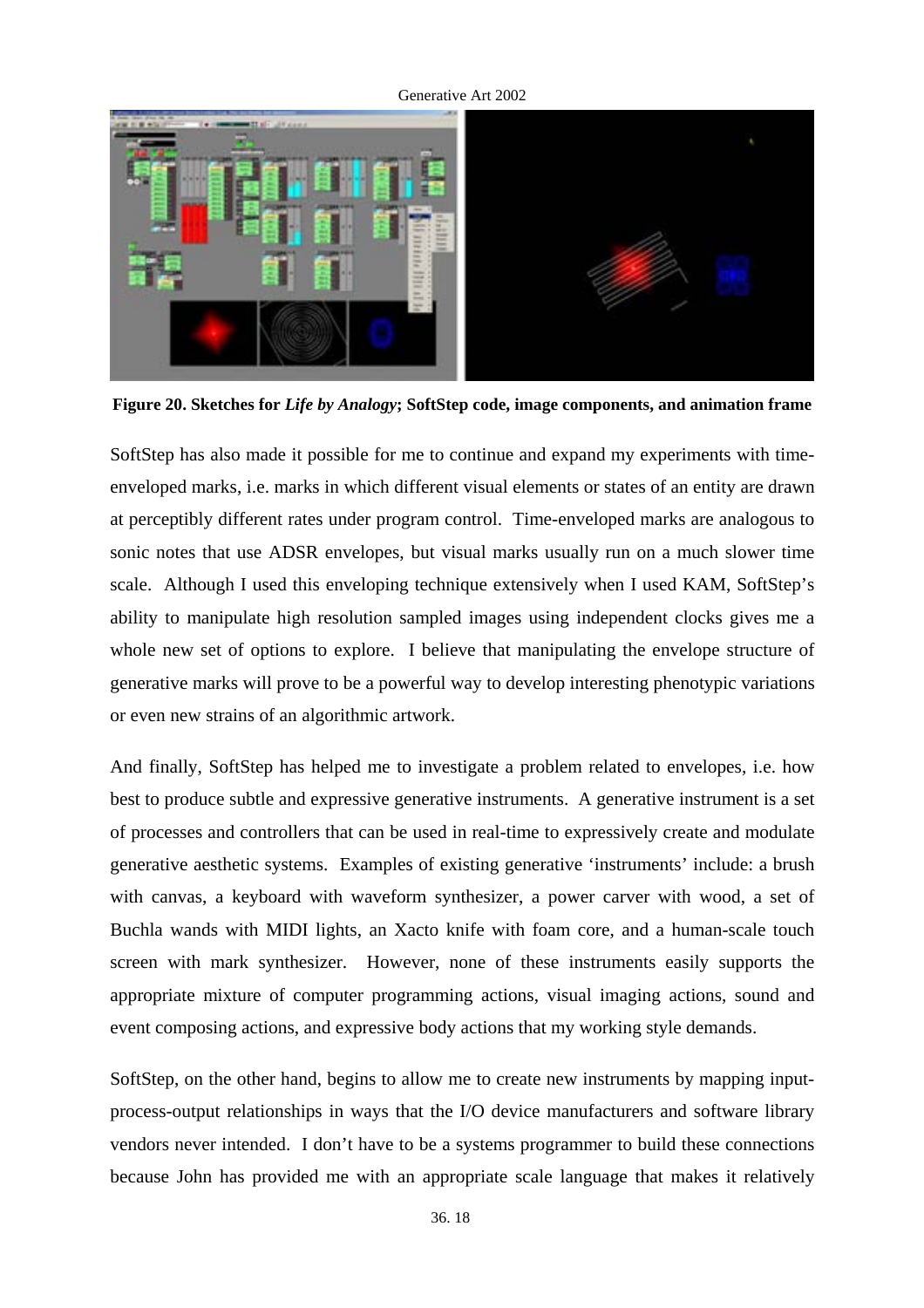**Figure 20. Sketches for *Life by Analogy*; SoftStep code, image components, and animation frame**

SoftStep has also made it possible for me to continue and expand my experiments with time-enveloped marks, i.e. marks in which different visual elements or states of an entity are drawn at perceptibly different rates under program control. Time-enveloped marks are analogous to sonic notes that use ADSR envelopes, but visual marks usually run on a much slower time scale. Although I used this enveloping technique extensively when I used KAM, SoftStep's ability to manipulate high resolution sampled images using independent clocks gives me a whole new set of options to explore. I believe that manipulating the envelope structure of generative marks will prove to be a powerful way to develop interesting phenotypic variations or even new strains of an algorithmic artwork.

And finally, SoftStep has helped me to investigate a problem related to envelopes, i.e. how best to produce subtle and expressive generative instruments. A generative instrument is a set of processes and controllers that can be used in real-time to expressively create and modulate generative aesthetic systems. Examples of existing generative 'instruments' include: a brush with canvas, a keyboard with waveform synthesizer, a power carver with wood, a set of Buchla wands with MIDI lights, an Xacto knife with foam core, and a human-scale touch screen with mark synthesizer. However, none of these instruments easily supports the appropriate mixture of computer programming actions, visual imaging actions, sound and event composing actions, and expressive body actions that my working style demands.

SoftStep, on the other hand, begins to allow me to create new instruments by mapping input-process-output relationships in ways that the I/O device manufacturers and software library vendors never intended. I don't have to be a systems programmer to build these connections because John has provided me with an appropriate scale language that makes it relatively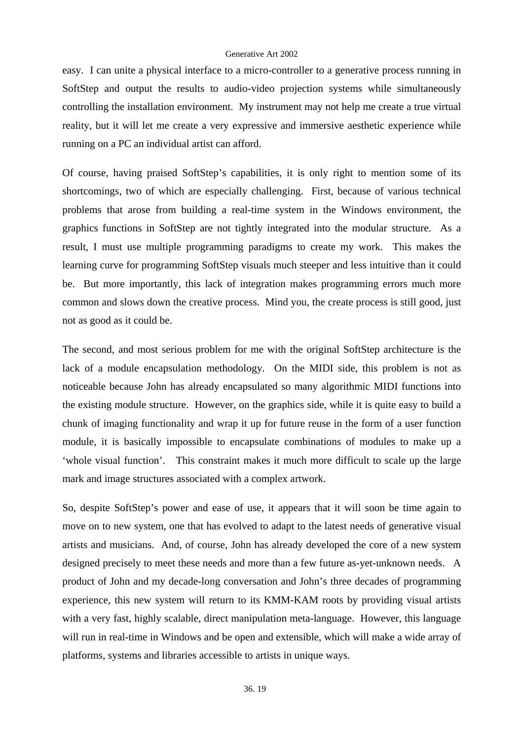easy. I can unite a physical interface to a micro-controller to a generative process running in SoftStep and output the results to audio-video projection systems while simultaneously controlling the installation environment. My instrument may not help me create a true virtual reality, but it will let me create a very expressive and immersive aesthetic experience while running on a PC an individual artist can afford.

Of course, having praised SoftStep's capabilities, it is only right to mention some of its shortcomings, two of which are especially challenging. First, because of various technical problems that arose from building a real-time system in the Windows environment, the graphics functions in SoftStep are not tightly integrated into the modular structure. As a result, I must use multiple programming paradigms to create my work. This makes the learning curve for programming SoftStep visuals much steeper and less intuitive than it could be. But more importantly, this lack of integration makes programming errors much more common and slows down the creative process. Mind you, the create process is still good, just not as good as it could be.

The second, and most serious problem for me with the original SoftStep architecture is the lack of a module encapsulation methodology. On the MIDI side, this problem is not as noticeable because John has already encapsulated so many algorithmic MIDI functions into the existing module structure. However, on the graphics side, while it is quite easy to build a chunk of imaging functionality and wrap it up for future reuse in the form of a user function module, it is basically impossible to encapsulate combinations of modules to make up a 'whole visual function'. This constraint makes it much more difficult to scale up the large mark and image structures associated with a complex artwork.

So, despite SoftStep's power and ease of use, it appears that it will soon be time again to move on to new system, one that has evolved to adapt to the latest needs of generative visual artists and musicians. And, of course, John has already developed the core of a new system designed precisely to meet these needs and more than a few future as-yet-unknown needs. A product of John and my decade-long conversation and John's three decades of programming experience, this new system will return to its KMM-KAM roots by providing visual artists with a very fast, highly scalable, direct manipulation meta-language. However, this language will run in real-time in Windows and be open and extensible, which will make a wide array of platforms, systems and libraries accessible to artists in unique ways.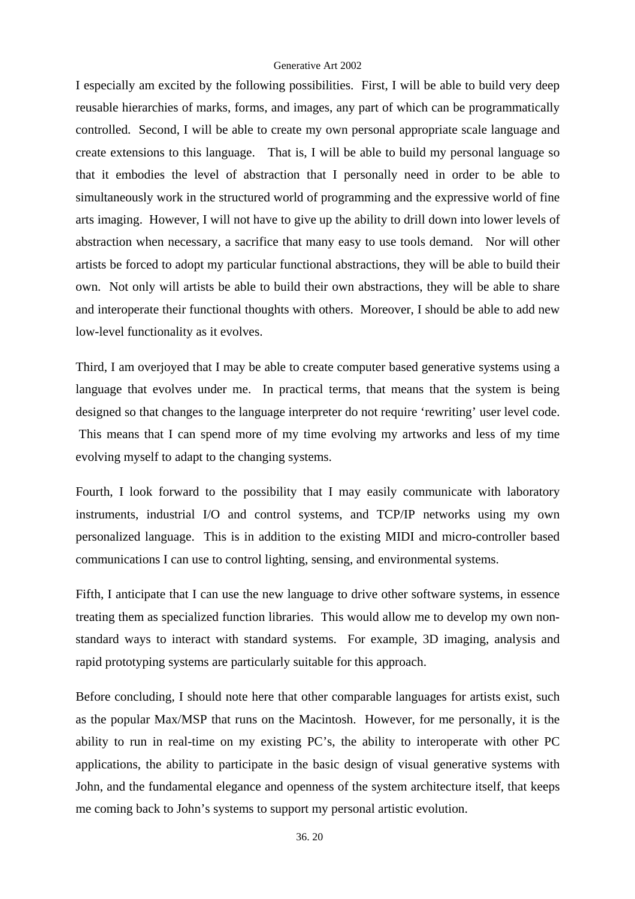I especially am excited by the following possibilities. First, I will be able to build very deep reusable hierarchies of marks, forms, and images, any part of which can be programmatically controlled. Second, I will be able to create my own personal appropriate scale language and create extensions to this language. That is, I will be able to build my personal language so that it embodies the level of abstraction that I personally need in order to be able to simultaneously work in the structured world of programming and the expressive world of fine arts imaging. However, I will not have to give up the ability to drill down into lower levels of abstraction when necessary, a sacrifice that many easy to use tools demand. Nor will other artists be forced to adopt my particular functional abstractions, they will be able to build their own. Not only will artists be able to build their own abstractions, they will be able to share and interoperate their functional thoughts with others. Moreover, I should be able to add new low-level functionality as it evolves.

Third, I am overjoyed that I may be able to create computer based generative systems using a language that evolves under me. In practical terms, that means that the system is being designed so that changes to the language interpreter do not require 'rewriting' user level code. This means that I can spend more of my time evolving my artworks and less of my time evolving myself to adapt to the changing systems.

Fourth, I look forward to the possibility that I may easily communicate with laboratory instruments, industrial I/O and control systems, and TCP/IP networks using my own personalized language. This is in addition to the existing MIDI and micro-controller based communications I can use to control lighting, sensing, and environmental systems.

Fifth, I anticipate that I can use the new language to drive other software systems, in essence treating them as specialized function libraries. This would allow me to develop my own non-standard ways to interact with standard systems. For example, 3D imaging, analysis and rapid prototyping systems are particularly suitable for this approach.

Before concluding, I should note here that other comparable languages for artists exist, such as the popular Max/MSP that runs on the Macintosh. However, for me personally, it is the ability to run in real-time on my existing PC's, the ability to interoperate with other PC applications, the ability to participate in the basic design of visual generative systems with John, and the fundamental elegance and openness of the system architecture itself, that keeps me coming back to John's systems to support my personal artistic evolution.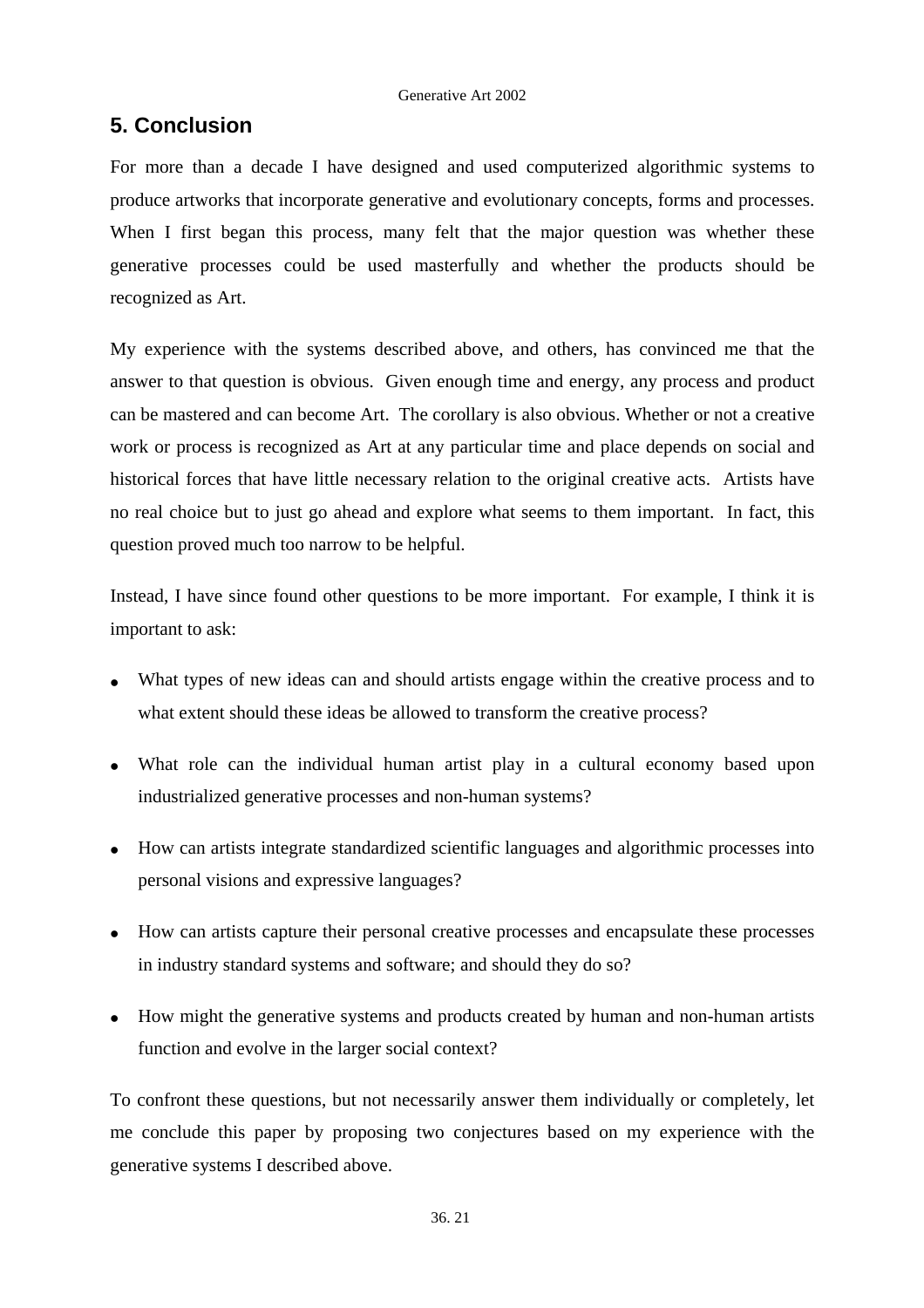## 5. Conclusion

For more than a decade I have designed and used computerized algorithmic systems to produce artworks that incorporate generative and evolutionary concepts, forms and processes. When I first began this process, many felt that the major question was whether these generative processes could be used masterfully and whether the products should be recognized as Art.

My experience with the systems described above, and others, has convinced me that the answer to that question is obvious. Given enough time and energy, any process and product can be mastered and can become Art. The corollary is also obvious. Whether or not a creative work or process is recognized as Art at any particular time and place depends on social and historical forces that have little necessary relation to the original creative acts. Artists have no real choice but to just go ahead and explore what seems to them important. In fact, this question proved much too narrow to be helpful.

Instead, I have since found other questions to be more important. For example, I think it is important to ask:

- What types of new ideas can and should artists engage within the creative process and to what extent should these ideas be allowed to transform the creative process?
- What role can the individual human artist play in a cultural economy based upon industrialized generative processes and non-human systems?
- How can artists integrate standardized scientific languages and algorithmic processes into personal visions and expressive languages?
- How can artists capture their personal creative processes and encapsulate these processes in industry standard systems and software; and should they do so?
- How might the generative systems and products created by human and non-human artists function and evolve in the larger social context?

To confront these questions, but not necessarily answer them individually or completely, let me conclude this paper by proposing two conjectures based on my experience with the generative systems I described above.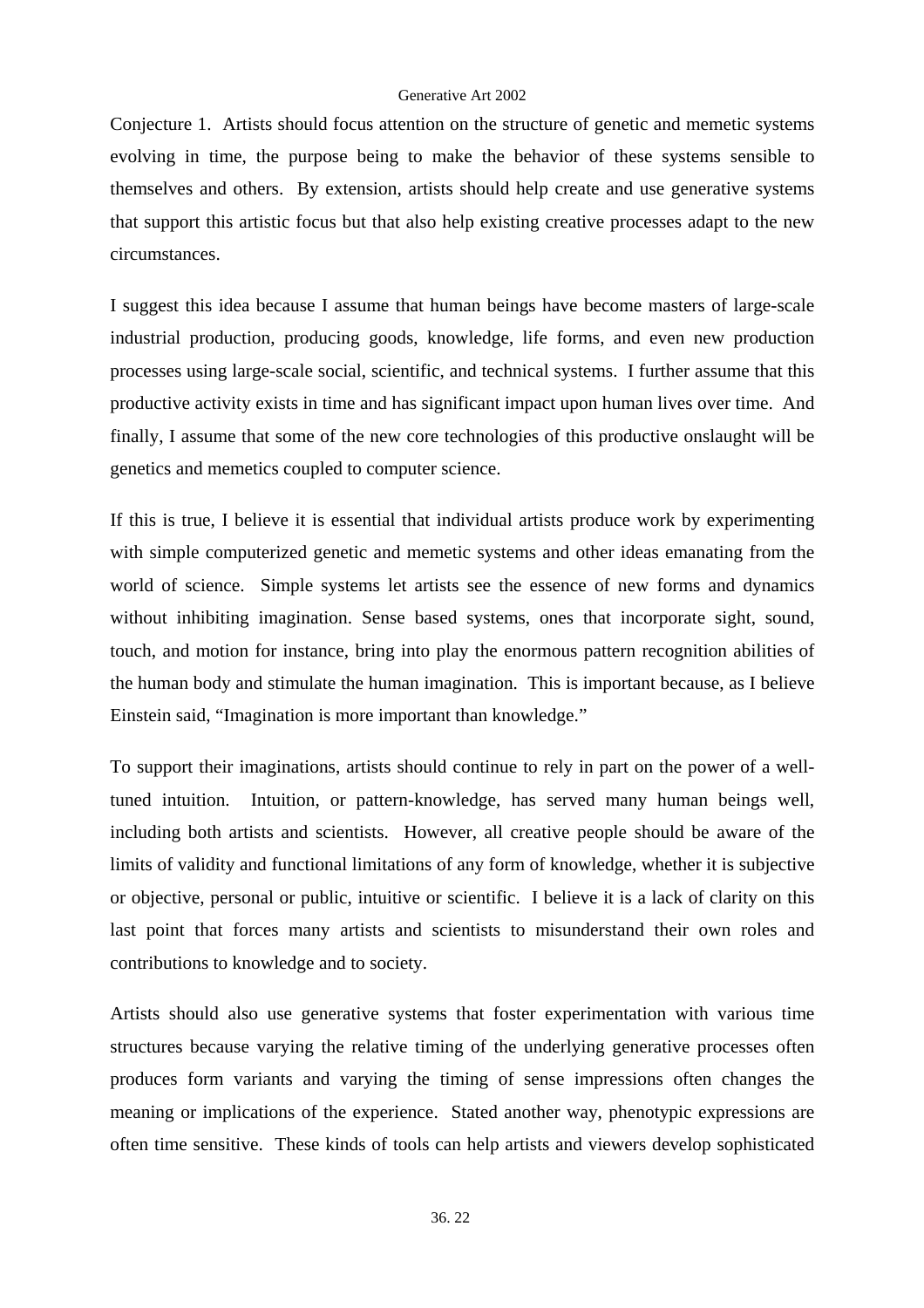Conjecture 1. Artists should focus attention on the structure of genetic and memetic systems evolving in time, the purpose being to make the behavior of these systems sensible to themselves and others. By extension, artists should help create and use generative systems that support this artistic focus but that also help existing creative processes adapt to the new circumstances.

I suggest this idea because I assume that human beings have become masters of large-scale industrial production, producing goods, knowledge, life forms, and even new production processes using large-scale social, scientific, and technical systems. I further assume that this productive activity exists in time and has significant impact upon human lives over time. And finally, I assume that some of the new core technologies of this productive onslaught will be genetics and memetics coupled to computer science.

If this is true, I believe it is essential that individual artists produce work by experimenting with simple computerized genetic and memetic systems and other ideas emanating from the world of science. Simple systems let artists see the essence of new forms and dynamics without inhibiting imagination. Sense based systems, ones that incorporate sight, sound, touch, and motion for instance, bring into play the enormous pattern recognition abilities of the human body and stimulate the human imagination. This is important because, as I believe Einstein said, "Imagination is more important than knowledge."

To support their imaginations, artists should continue to rely in part on the power of a well-tuned intuition. Intuition, or pattern-knowledge, has served many human beings well, including both artists and scientists. However, all creative people should be aware of the limits of validity and functional limitations of any form of knowledge, whether it is subjective or objective, personal or public, intuitive or scientific. I believe it is a lack of clarity on this last point that forces many artists and scientists to misunderstand their own roles and contributions to knowledge and to society.

Artists should also use generative systems that foster experimentation with various time structures because varying the relative timing of the underlying generative processes often produces form variants and varying the timing of sense impressions often changes the meaning or implications of the experience. Stated another way, phenotypic expressions are often time sensitive. These kinds of tools can help artists and viewers develop sophisticated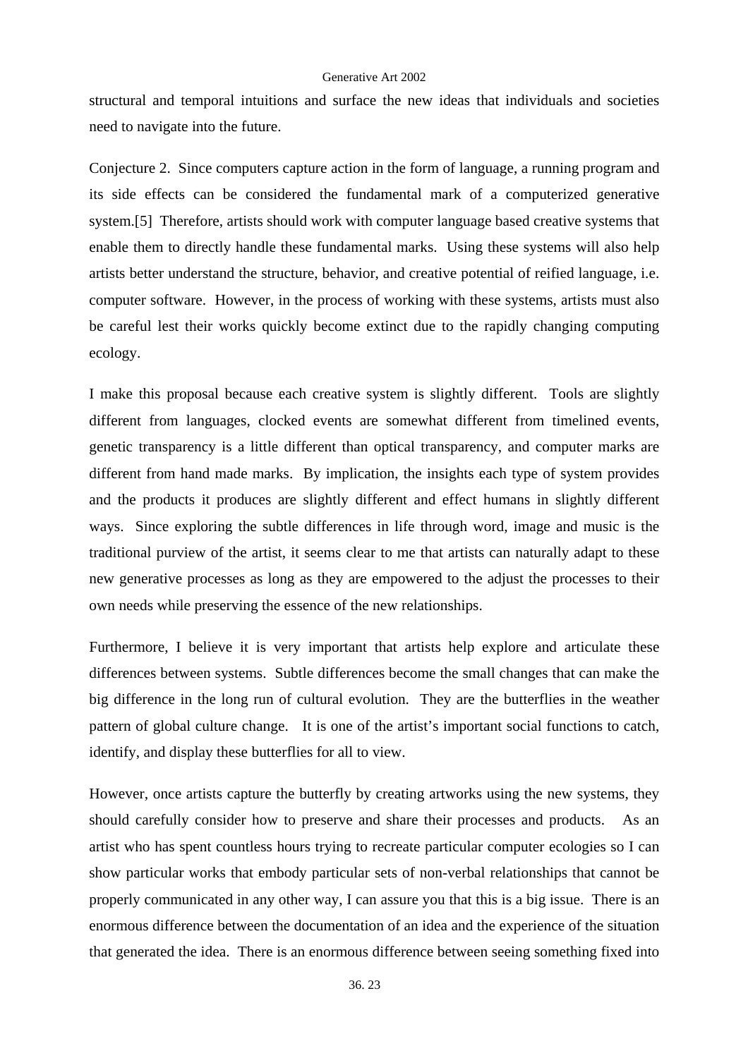structural and temporal intuitions and surface the new ideas that individuals and societies need to navigate into the future.

Conjecture 2. Since computers capture action in the form of language, a running program and its side effects can be considered the fundamental mark of a computerized generative system.[5] Therefore, artists should work with computer language based creative systems that enable them to directly handle these fundamental marks. Using these systems will also help artists better understand the structure, behavior, and creative potential of reified language, i.e. computer software. However, in the process of working with these systems, artists must also be careful lest their works quickly become extinct due to the rapidly changing computing ecology.

I make this proposal because each creative system is slightly different. Tools are slightly different from languages, clocked events are somewhat different from timelined events, genetic transparency is a little different than optical transparency, and computer marks are different from hand made marks. By implication, the insights each type of system provides and the products it produces are slightly different and effect humans in slightly different ways. Since exploring the subtle differences in life through word, image and music is the traditional purview of the artist, it seems clear to me that artists can naturally adapt to these new generative processes as long as they are empowered to the adjust the processes to their own needs while preserving the essence of the new relationships.

Furthermore, I believe it is very important that artists help explore and articulate these differences between systems. Subtle differences become the small changes that can make the big difference in the long run of cultural evolution. They are the butterflies in the weather pattern of global culture change. It is one of the artist's important social functions to catch, identify, and display these butterflies for all to view.

However, once artists capture the butterfly by creating artworks using the new systems, they should carefully consider how to preserve and share their processes and products. As an artist who has spent countless hours trying to recreate particular computer ecologies so I can show particular works that embody particular sets of non-verbal relationships that cannot be properly communicated in any other way, I can assure you that this is a big issue. There is an enormous difference between the documentation of an idea and the experience of the situation that generated the idea. There is an enormous difference between seeing something fixed into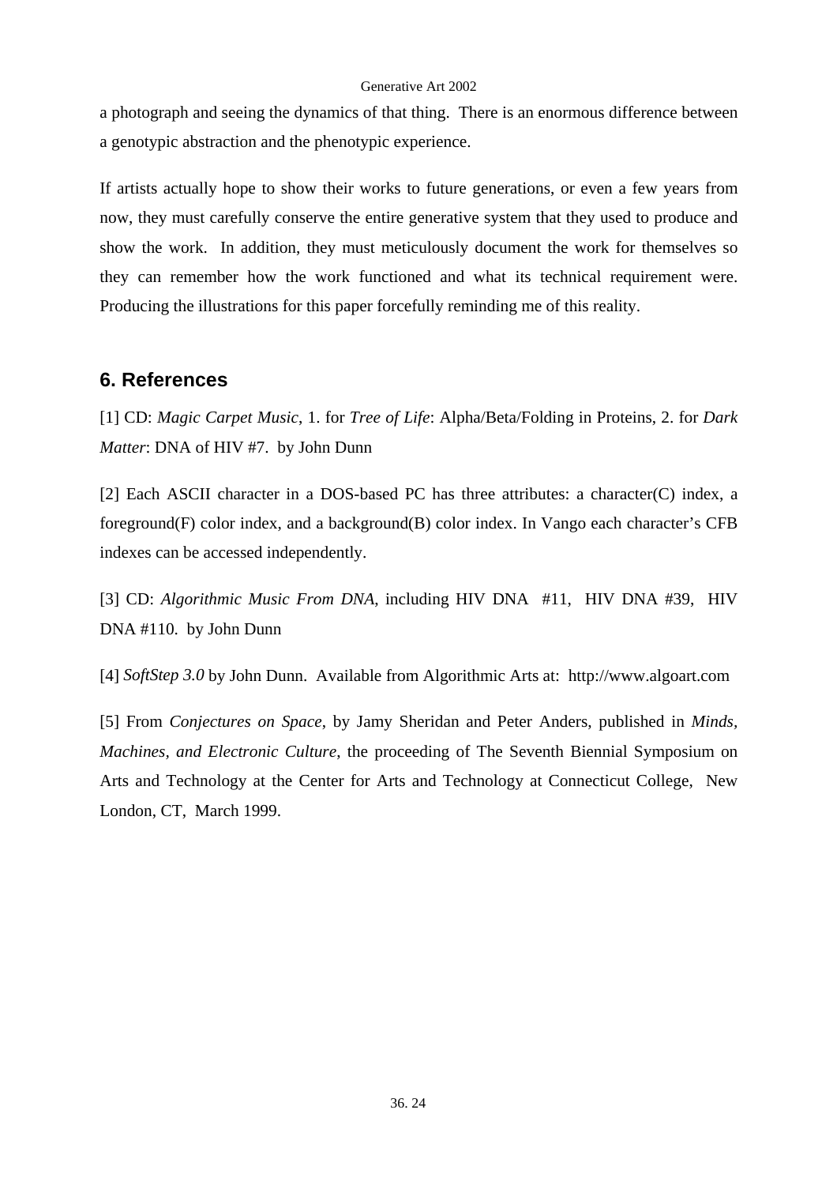a photograph and seeing the dynamics of that thing. There is an enormous difference between a genotypic abstraction and the phenotypic experience.

If artists actually hope to show their works to future generations, or even a few years from now, they must carefully conserve the entire generative system that they used to produce and show the work. In addition, they must meticulously document the work for themselves so they can remember how the work functioned and what its technical requirement were. Producing the illustrations for this paper forcefully reminding me of this reality.

## 6. References

[1] CD: *Magic Carpet Music*, 1. for *Tree of Life*: Alpha/Beta/Folding in Proteins, 2. for *Dark Matter*: DNA of HIV #7. by John Dunn

[2] Each ASCII character in a DOS-based PC has three attributes: a character(C) index, a foreground(F) color index, and a background(B) color index. In Vango each character's CFB indexes can be accessed independently.

[3] CD: *Algorithmic Music From DNA*, including HIV DNA #11, HIV DNA #39, HIV DNA #110. by John Dunn

[4] *SoftStep 3.0* by John Dunn. Available from Algorithmic Arts at: http://www.algoart.com

[5] From *Conjectures on Space*, by Jamy Sheridan and Peter Anders, published in *Minds, Machines, and Electronic Culture*, the proceeding of The Seventh Biennial Symposium on Arts and Technology at the Center for Arts and Technology at Connecticut College, New London, CT, March 1999.